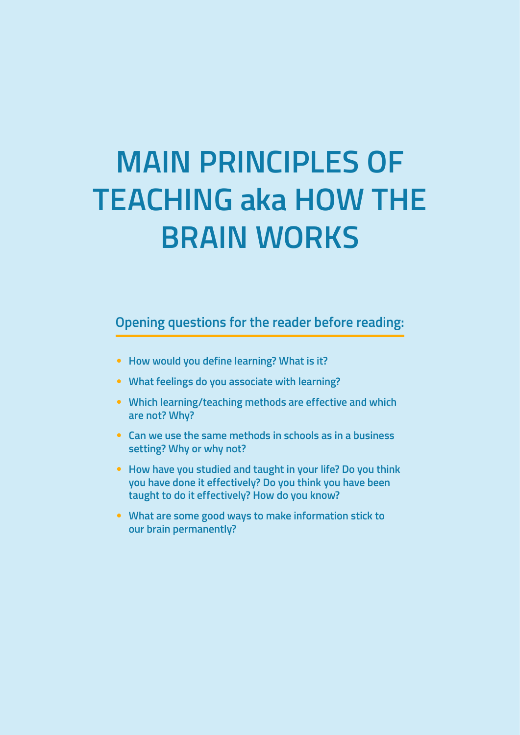# MAIN PRINCIPLES OF TEACHING aka HOW THE BRAIN WORKS

## Opening questions for the reader before reading:

- How would you define learning? What is it?
- What feelings do you associate with learning?
- Which learning/teaching methods are effective and which are not? Why?
- Can we use the same methods in schools as in a business setting? Why or why not?
- How have you studied and taught in your life? Do you think you have done it effectively? Do you think you have been taught to do it effectively? How do you know?
- What are some good ways to make information stick to our brain permanently?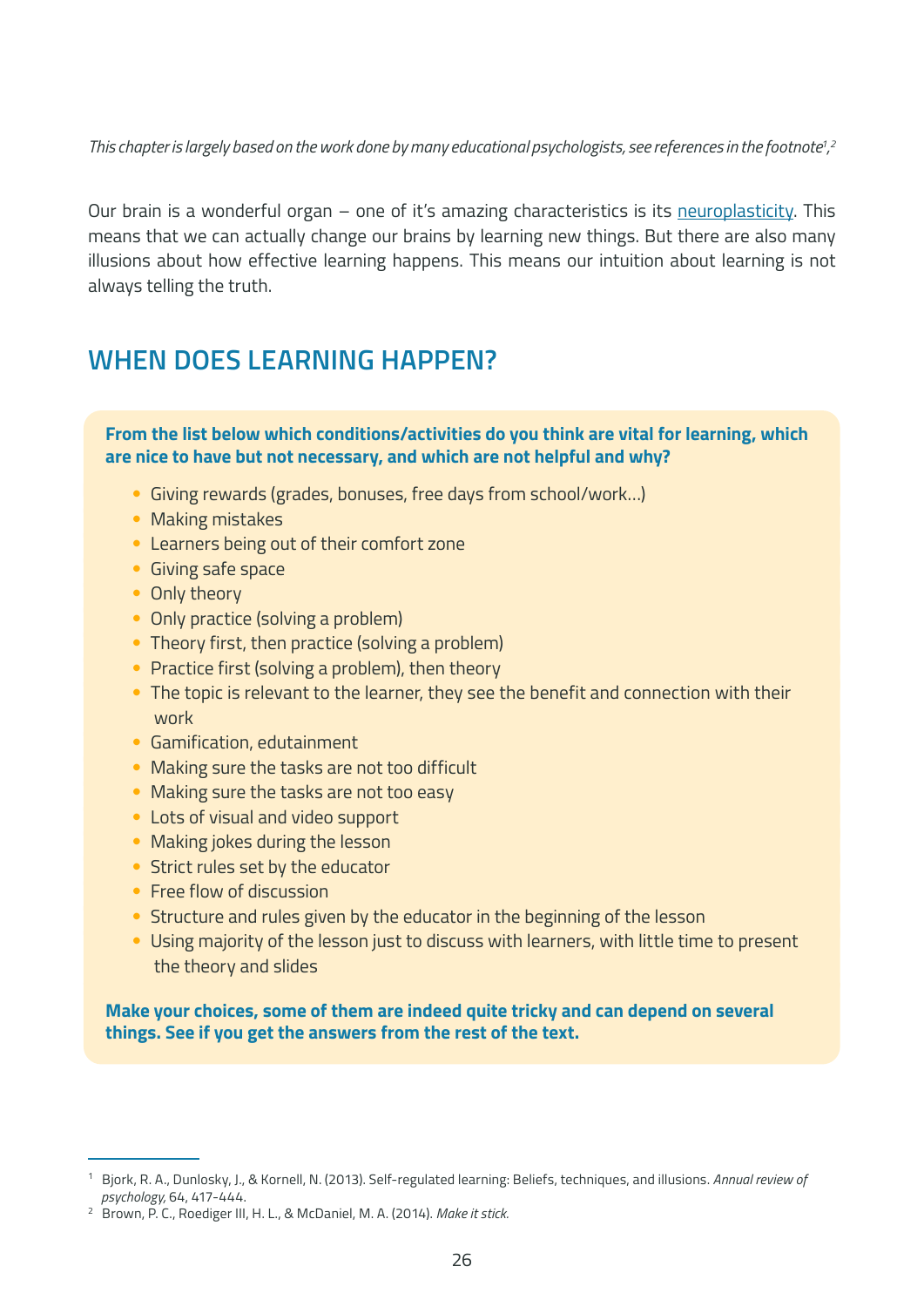*This chapter is largely based on the work done by many educational psychologists, see references in the footnote[1,2]*

Our brain is a wonderful organ – one of it's amazing characteristics is its neuroplasticity. This means that we can actually change our brains by learning new things. But there are also many illusions about how effective learning happens. This means our intuition about learning is not always telling the truth.

## WHEN DOES LEARNING HAPPEN?

**From the list below which conditions/activities do you think are vital for learning, which are nice to have but not necessary, and which are not helpful and why?**

- Giving rewards (grades, bonuses, free days from school/work…)
- Making mistakes
- Learners being out of their comfort zone
- Giving safe space
- Only theory
- Only practice (solving a problem)
- Theory first, then practice (solving a problem)
- Practice first (solving a problem), then theory
- The topic is relevant to the learner, they see the benefit and connection with their work
- Gamification, edutainment
- Making sure the tasks are not too difficult
- Making sure the tasks are not too easy
- Lots of visual and video support
- Making jokes during the lesson
- Strict rules set by the educator
- Free flow of discussion
- Structure and rules given by the educator in the beginning of the lesson
- Using majority of the lesson just to discuss with learners, with little time to present the theory and slides

**Make your choices, some of them are indeed quite tricky and can depend on several things. See if you get the answers from the rest of the text.**

---

[1] Bjork, R. A., Dunlosky, J., & Kornell, N. (2013). Self-regulated learning: Beliefs, techniques, and illusions. *Annual review of psychology*, 64, 417-444.

[2] Brown, P. C., Roediger III, H. L., & McDaniel, M. A. (2014). *Make it stick.*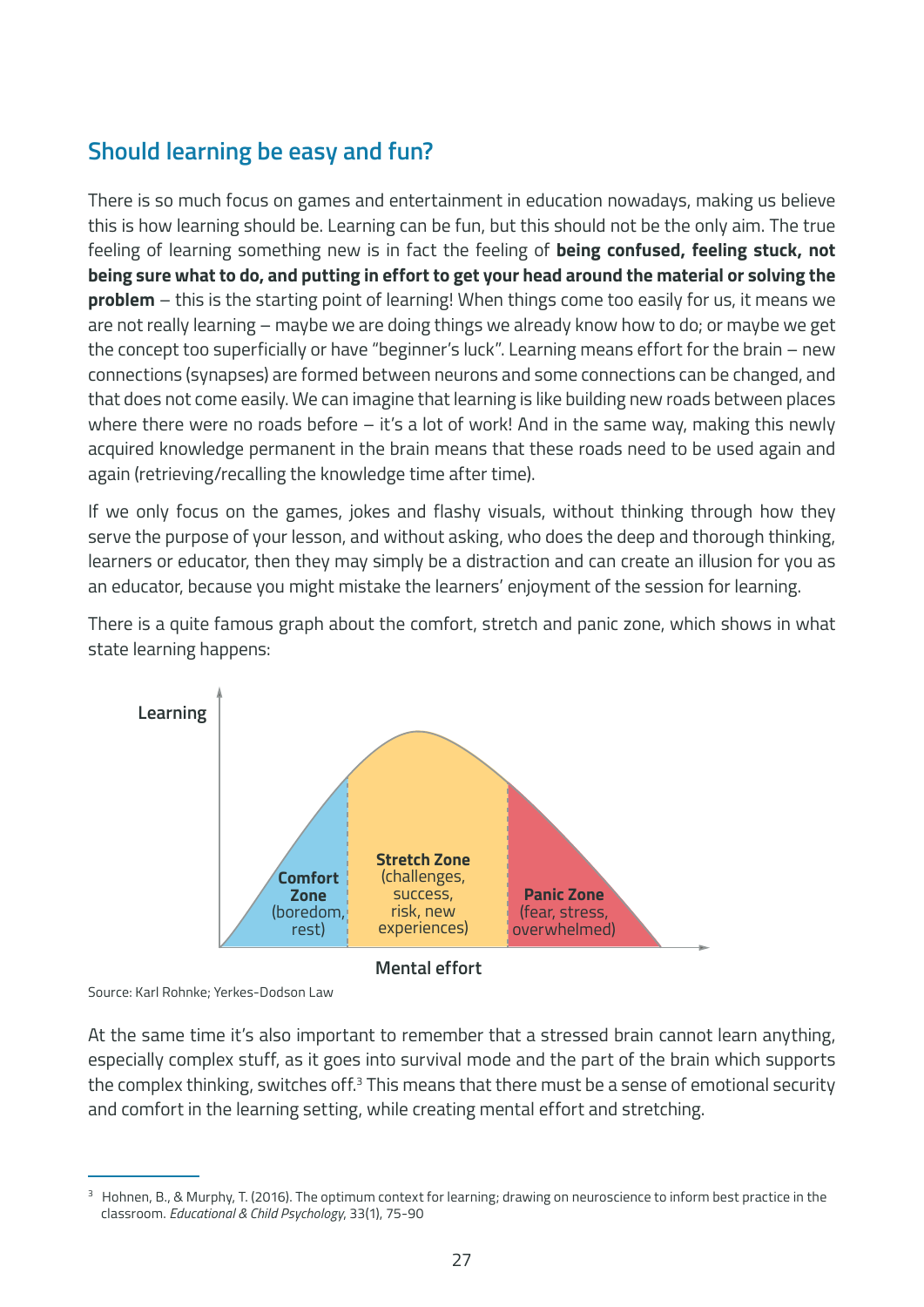## Should learning be easy and fun?

There is so much focus on games and entertainment in education nowadays, making us believe this is how learning should be. Learning can be fun, but this should not be the only aim. The true feeling of learning something new is in fact the feeling of **being confused, feeling stuck, not being sure what to do, and putting in effort to get your head around the material or solving the problem** – this is the starting point of learning! When things come too easily for us, it means we are not really learning – maybe we are doing things we already know how to do; or maybe we get the concept too superficially or have "beginner's luck". Learning means effort for the brain – new connections (synapses) are formed between neurons and some connections can be changed, and that does not come easily. We can imagine that learning is like building new roads between places where there were no roads before – it's a lot of work! And in the same way, making this newly acquired knowledge permanent in the brain means that these roads need to be used again and again (retrieving/recalling the knowledge time after time).

If we only focus on the games, jokes and flashy visuals, without thinking through how they serve the purpose of your lesson, and without asking, who does the deep and thorough thinking, learners or educator, then they may simply be a distraction and can create an illusion for you as an educator, because you might mistake the learners' enjoyment of the session for learning.

There is a quite famous graph about the comfort, stretch and panic zone, which shows in what state learning happens:

Learning

**Comfort Zone** (boredom, rest) | **Stretch Zone** (challenges, success, risk, new experiences) | **Panic Zone** (fear, stress, overwhelmed)

Mental effort

Source: Karl Rohnke; Yerkes-Dodson Law

At the same time it's also important to remember that a stressed brain cannot learn anything, especially complex stuff, as it goes into survival mode and the part of the brain which supports the complex thinking, switches off.[3] This means that there must be a sense of emotional security and comfort in the learning setting, while creating mental effort and stretching.

---

[3] Hohnen, B., & Murphy, T. (2016). The optimum context for learning; drawing on neuroscience to inform best practice in the classroom. *Educational & Child Psychology*, 33(1), 75-90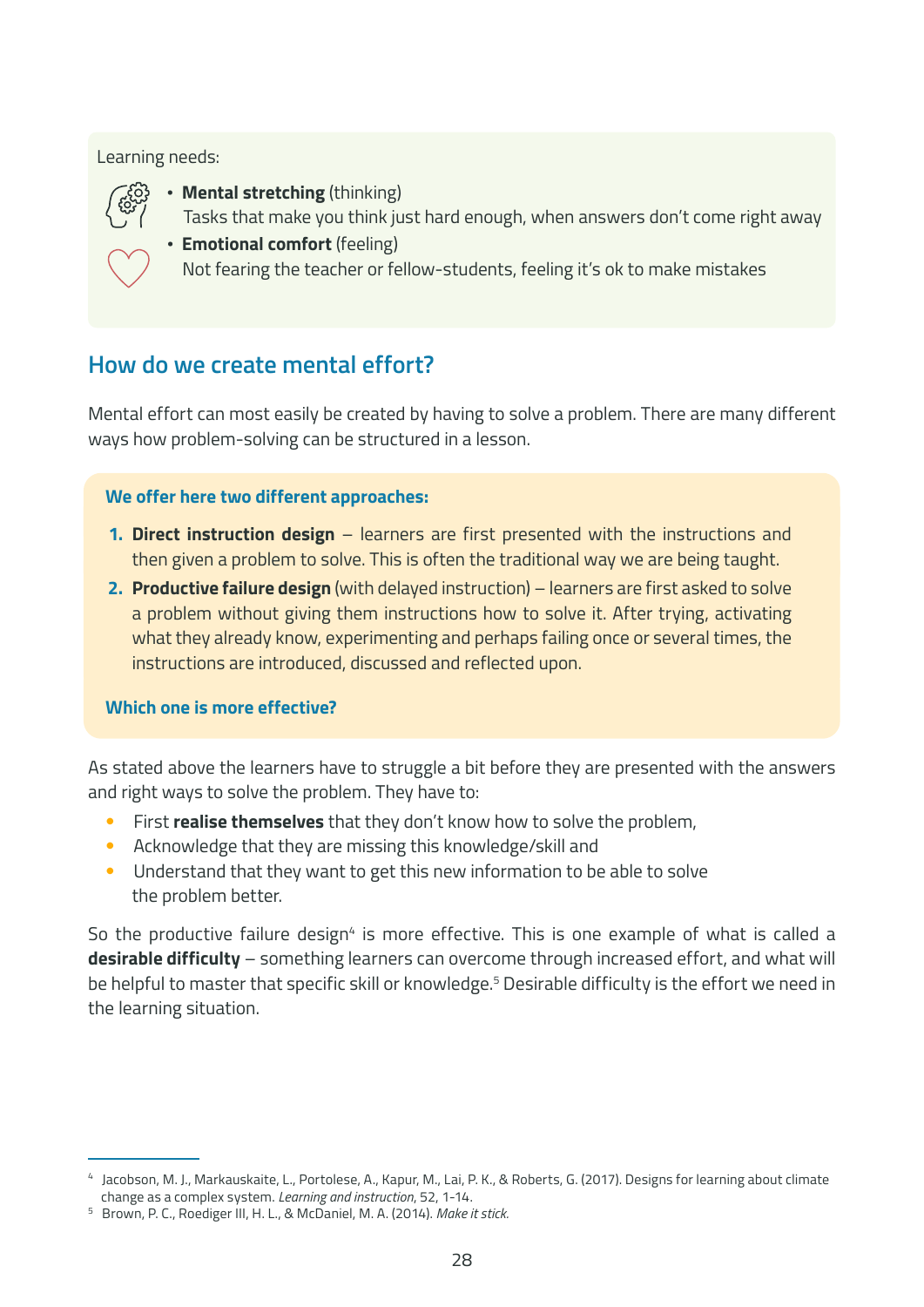Learning needs:

- **Mental stretching** (thinking)
  Tasks that make you think just hard enough, when answers don't come right away
- **Emotional comfort** (feeling)
  Not fearing the teacher or fellow-students, feeling it's ok to make mistakes

## How do we create mental effort?

Mental effort can most easily be created by having to solve a problem. There are many different ways how problem-solving can be structured in a lesson.

**We offer here two different approaches:**

1. **Direct instruction design** – learners are first presented with the instructions and then given a problem to solve. This is often the traditional way we are being taught.
2. **Productive failure design** (with delayed instruction) – learners are first asked to solve a problem without giving them instructions how to solve it. After trying, activating what they already know, experimenting and perhaps failing once or several times, the instructions are introduced, discussed and reflected upon.

**Which one is more effective?**

As stated above the learners have to struggle a bit before they are presented with the answers and right ways to solve the problem. They have to:

- First **realise themselves** that they don't know how to solve the problem,
- Acknowledge that they are missing this knowledge/skill and
- Understand that they want to get this new information to be able to solve the problem better.

So the productive failure design[4] is more effective. This is one example of what is called a **desirable difficulty** – something learners can overcome through increased effort, and what will be helpful to master that specific skill or knowledge.[5] Desirable difficulty is the effort we need in the learning situation.

---

[4] Jacobson, M. J., Markauskaite, L., Portolese, A., Kapur, M., Lai, P. K., & Roberts, G. (2017). Designs for learning about climate change as a complex system. *Learning and instruction*, 52, 1-14.

[5] Brown, P. C., Roediger III, H. L., & McDaniel, M. A. (2014). *Make it stick.*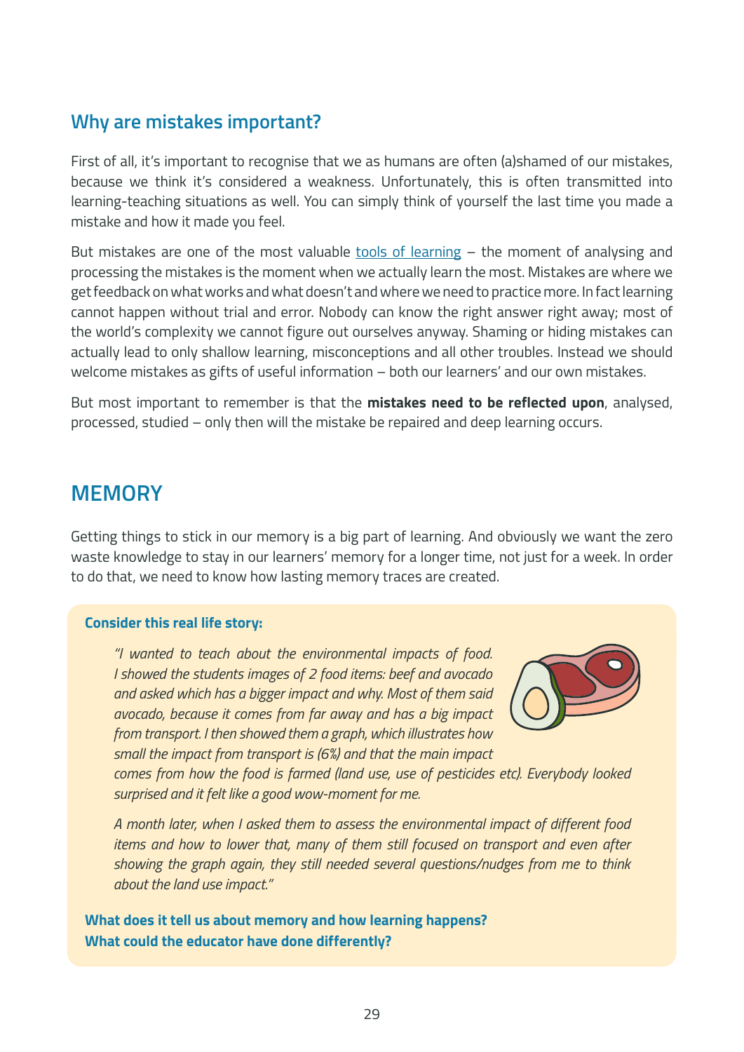## Why are mistakes important?

First of all, it's important to recognise that we as humans are often (a)shamed of our mistakes, because we think it's considered a weakness. Unfortunately, this is often transmitted into learning-teaching situations as well. You can simply think of yourself the last time you made a mistake and how it made you feel.

But mistakes are one of the most valuable tools of learning – the moment of analysing and processing the mistakes is the moment when we actually learn the most. Mistakes are where we get feedback on what works and what doesn't and where we need to practice more. In fact learning cannot happen without trial and error. Nobody can know the right answer right away; most of the world's complexity we cannot figure out ourselves anyway. Shaming or hiding mistakes can actually lead to only shallow learning, misconceptions and all other troubles. Instead we should welcome mistakes as gifts of useful information – both our learners' and our own mistakes.

But most important to remember is that the **mistakes need to be reflected upon**, analysed, processed, studied – only then will the mistake be repaired and deep learning occurs.

# MEMORY

Getting things to stick in our memory is a big part of learning. And obviously we want the zero waste knowledge to stay in our learners' memory for a longer time, not just for a week. In order to do that, we need to know how lasting memory traces are created.

**Consider this real life story:**

*"I wanted to teach about the environmental impacts of food. I showed the students images of 2 food items: beef and avocado and asked which has a bigger impact and why. Most of them said avocado, because it comes from far away and has a big impact from transport. I then showed them a graph, which illustrates how small the impact from transport is (6%) and that the main impact comes from how the food is farmed (land use, use of pesticides etc). Everybody looked surprised and it felt like a good wow-moment for me.*

*A month later, when I asked them to assess the environmental impact of different food items and how to lower that, many of them still focused on transport and even after showing the graph again, they still needed several questions/nudges from me to think about the land use impact."*

**What does it tell us about memory and how learning happens?**
**What could the educator have done differently?**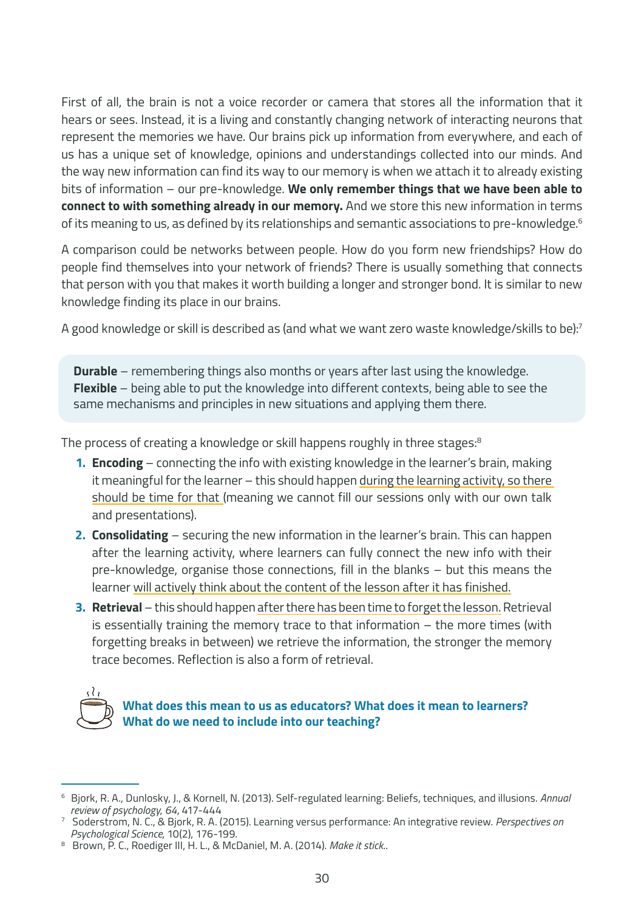First of all, the brain is not a voice recorder or camera that stores all the information that it hears or sees. Instead, it is a living and constantly changing network of interacting neurons that represent the memories we have. Our brains pick up information from everywhere, and each of us has a unique set of knowledge, opinions and understandings collected into our minds. And the way new information can find its way to our memory is when we attach it to already existing bits of information – our pre-knowledge. **We only remember things that we have been able to connect to with something already in our memory.** And we store this new information in terms of its meaning to us, as defined by its relationships and semantic associations to pre-knowledge.[6]

A comparison could be networks between people. How do you form new friendships? How do people find themselves into your network of friends? There is usually something that connects that person with you that makes it worth building a longer and stronger bond. It is similar to new knowledge finding its place in our brains.

A good knowledge or skill is described as (and what we want zero waste knowledge/skills to be):[7]

**Durable** – remembering things also months or years after last using the knowledge.
**Flexible** – being able to put the knowledge into different contexts, being able to see the same mechanisms and principles in new situations and applying them there.

The process of creating a knowledge or skill happens roughly in three stages:[8]

1. **Encoding** – connecting the info with existing knowledge in the learner's brain, making it meaningful for the learner – this should happen during the learning activity, so there should be time for that (meaning we cannot fill our sessions only with our own talk and presentations).
2. **Consolidating** – securing the new information in the learner's brain. This can happen after the learning activity, where learners can fully connect the new info with their pre-knowledge, organise those connections, fill in the blanks – but this means the learner will actively think about the content of the lesson after it has finished.
3. **Retrieval** – this should happen after there has been time to forget the lesson. Retrieval is essentially training the memory trace to that information – the more times (with forgetting breaks in between) we retrieve the information, the stronger the memory trace becomes. Reflection is also a form of retrieval.

**What does this mean to us as educators? What does it mean to learners? What do we need to include into our teaching?**

---

[6] Bjork, R. A., Dunlosky, J., & Kornell, N. (2013). Self-regulated learning: Beliefs, techniques, and illusions. *Annual review of psychology, 64*, 417-444

[7] Soderstrom, N. C., & Bjork, R. A. (2015). Learning versus performance: An integrative review. *Perspectives on Psychological Science*, 10(2), 176-199.

[8] Brown, P. C., Roediger III, H. L., & McDaniel, M. A. (2014). *Make it stick*..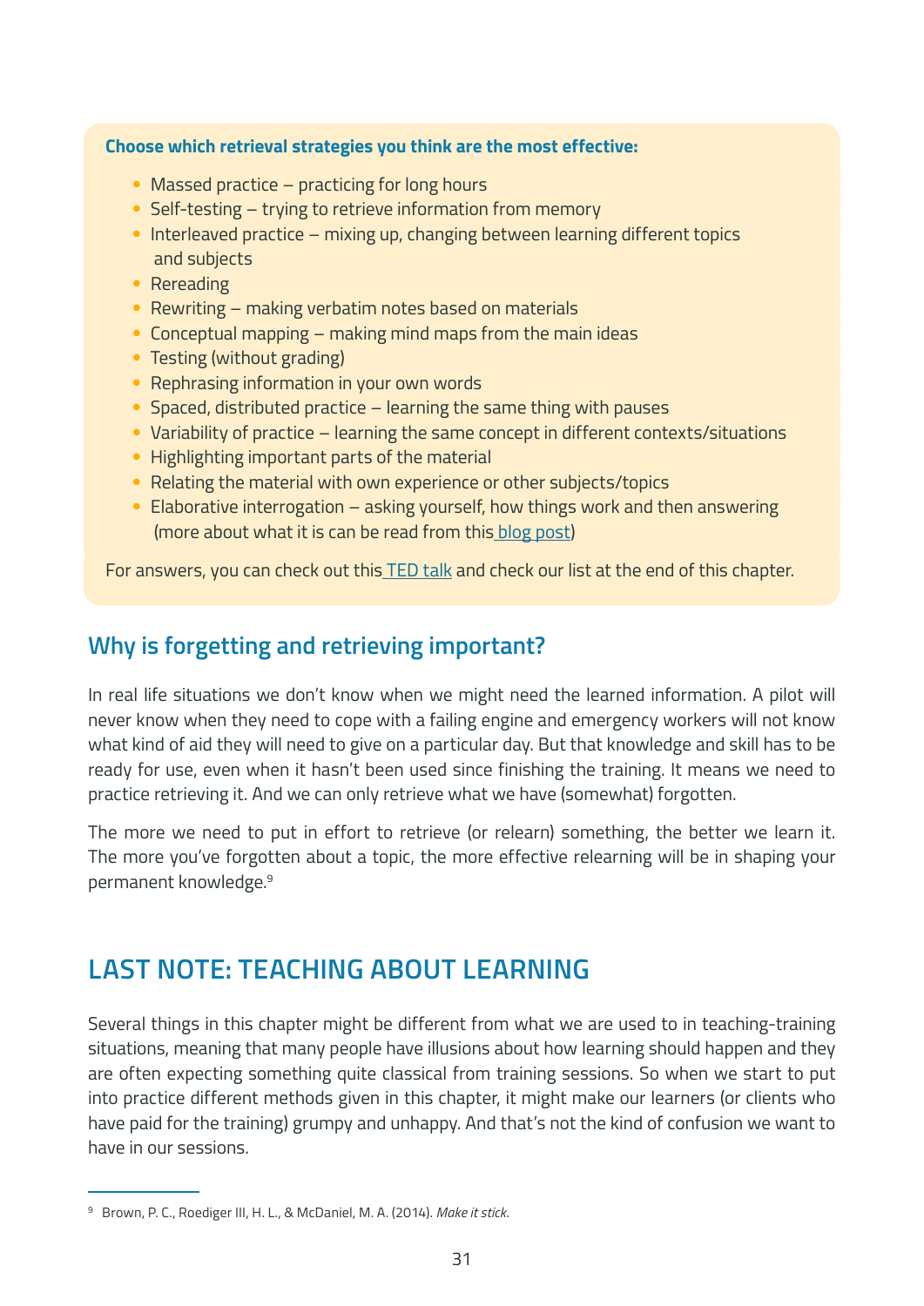**Choose which retrieval strategies you think are the most effective:**

- Massed practice – practicing for long hours
- Self-testing – trying to retrieve information from memory
- Interleaved practice – mixing up, changing between learning different topics and subjects
- Rereading
- Rewriting – making verbatim notes based on materials
- Conceptual mapping – making mind maps from the main ideas
- Testing (without grading)
- Rephrasing information in your own words
- Spaced, distributed practice – learning the same thing with pauses
- Variability of practice – learning the same concept in different contexts/situations
- Highlighting important parts of the material
- Relating the material with own experience or other subjects/topics
- Elaborative interrogation – asking yourself, how things work and then answering (more about what it is can be read from this blog post)

For answers, you can check out this TED talk and check our list at the end of this chapter.

## Why is forgetting and retrieving important?

In real life situations we don't know when we might need the learned information. A pilot will never know when they need to cope with a failing engine and emergency workers will not know what kind of aid they will need to give on a particular day. But that knowledge and skill has to be ready for use, even when it hasn't been used since finishing the training. It means we need to practice retrieving it. And we can only retrieve what we have (somewhat) forgotten.

The more we need to put in effort to retrieve (or relearn) something, the better we learn it. The more you've forgotten about a topic, the more effective relearning will be in shaping your permanent knowledge.[9]

# LAST NOTE: TEACHING ABOUT LEARNING

Several things in this chapter might be different from what we are used to in teaching-training situations, meaning that many people have illusions about how learning should happen and they are often expecting something quite classical from training sessions. So when we start to put into practice different methods given in this chapter, it might make our learners (or clients who have paid for the training) grumpy and unhappy. And that's not the kind of confusion we want to have in our sessions.

---

[9] Brown, P. C., Roediger III, H. L., & McDaniel, M. A. (2014). *Make it stick.*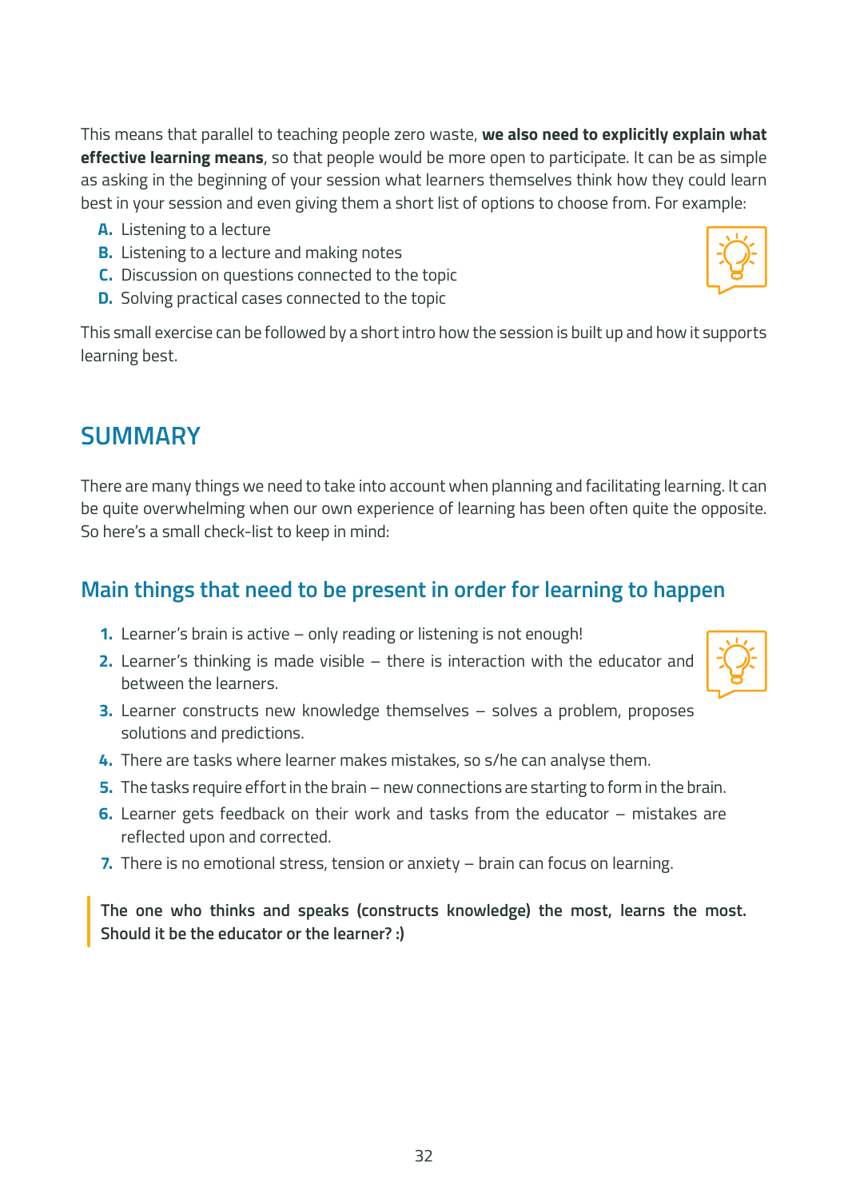This means that parallel to teaching people zero waste, **we also need to explicitly explain what effective learning means**, so that people would be more open to participate. It can be as simple as asking in the beginning of your session what learners themselves think how they could learn best in your session and even giving them a short list of options to choose from. For example:

A. Listening to a lecture
B. Listening to a lecture and making notes
C. Discussion on questions connected to the topic
D. Solving practical cases connected to the topic

This small exercise can be followed by a short intro how the session is built up and how it supports learning best.

## SUMMARY

There are many things we need to take into account when planning and facilitating learning. It can be quite overwhelming when our own experience of learning has been often quite the opposite. So here's a small check-list to keep in mind:

### Main things that need to be present in order for learning to happen

1. Learner's brain is active – only reading or listening is not enough!
2. Learner's thinking is made visible – there is interaction with the educator and between the learners.
3. Learner constructs new knowledge themselves – solves a problem, proposes solutions and predictions.
4. There are tasks where learner makes mistakes, so s/he can analyse them.
5. The tasks require effort in the brain – new connections are starting to form in the brain.
6. Learner gets feedback on their work and tasks from the educator – mistakes are reflected upon and corrected.
7. There is no emotional stress, tension or anxiety – brain can focus on learning.

> **The one who thinks and speaks (constructs knowledge) the most, learns the most. Should it be the educator or the learner? :)**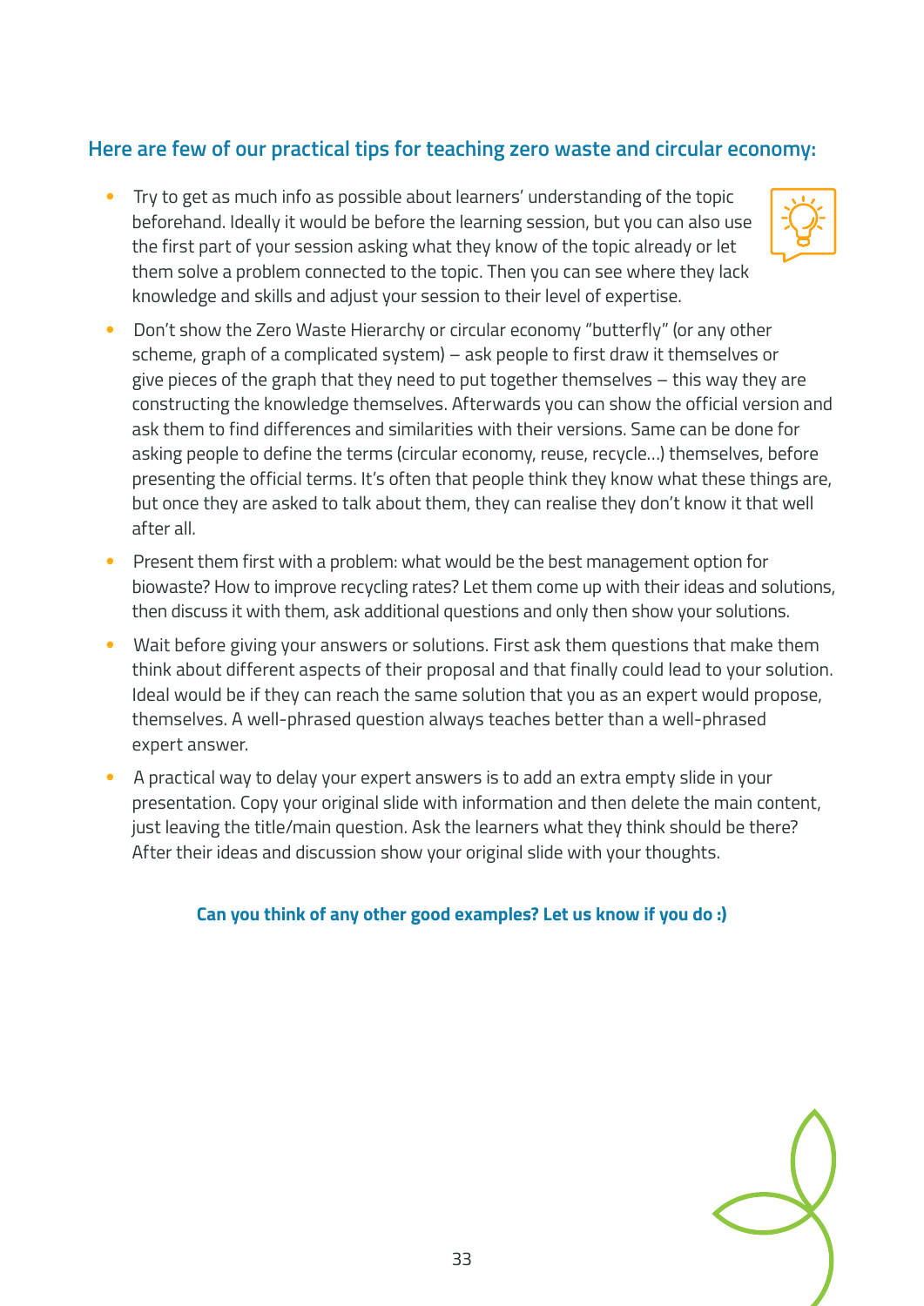## Here are few of our practical tips for teaching zero waste and circular economy:

- Try to get as much info as possible about learners' understanding of the topic beforehand. Ideally it would be before the learning session, but you can also use the first part of your session asking what they know of the topic already or let them solve a problem connected to the topic. Then you can see where they lack knowledge and skills and adjust your session to their level of expertise.
- Don't show the Zero Waste Hierarchy or circular economy "butterfly" (or any other scheme, graph of a complicated system) – ask people to first draw it themselves or give pieces of the graph that they need to put together themselves – this way they are constructing the knowledge themselves. Afterwards you can show the official version and ask them to find differences and similarities with their versions. Same can be done for asking people to define the terms (circular economy, reuse, recycle...) themselves, before presenting the official terms. It's often that people think they know what these things are, but once they are asked to talk about them, they can realise they don't know it that well after all.
- Present them first with a problem: what would be the best management option for biowaste? How to improve recycling rates? Let them come up with their ideas and solutions, then discuss it with them, ask additional questions and only then show your solutions.
- Wait before giving your answers or solutions. First ask them questions that make them think about different aspects of their proposal and that finally could lead to your solution. Ideal would be if they can reach the same solution that you as an expert would propose, themselves. A well-phrased question always teaches better than a well-phrased expert answer.
- A practical way to delay your expert answers is to add an extra empty slide in your presentation. Copy your original slide with information and then delete the main content, just leaving the title/main question. Ask the learners what they think should be there? After their ideas and discussion show your original slide with your thoughts.

**Can you think of any other good examples? Let us know if you do :)**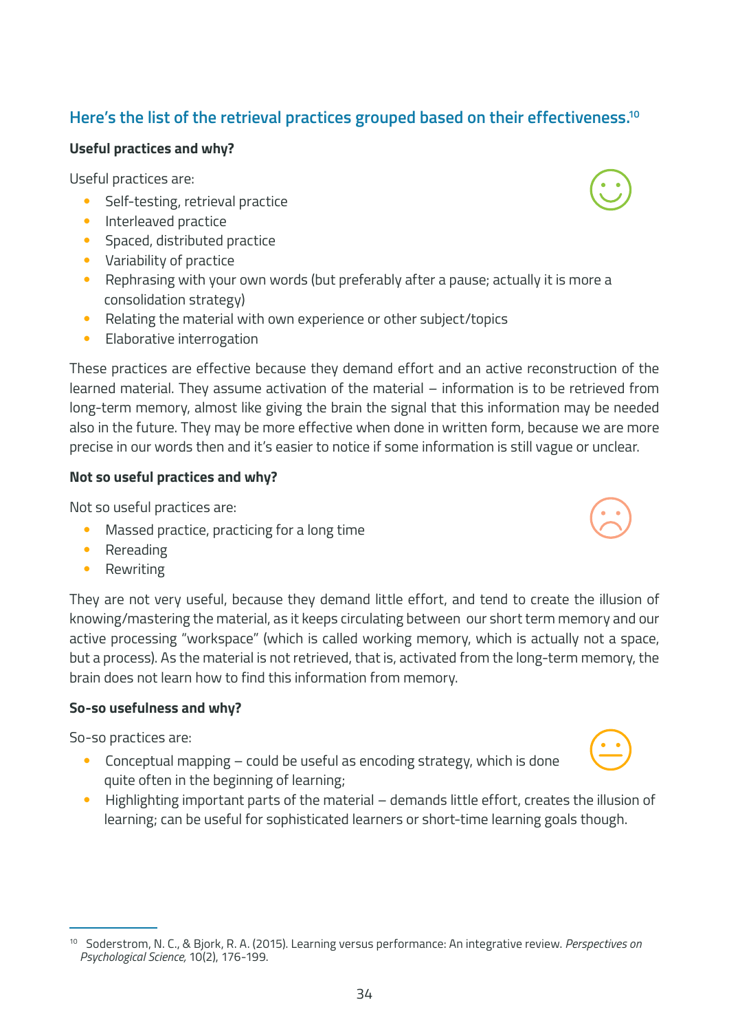## Here's the list of the retrieval practices grouped based on their effectiveness.[10]

**Useful practices and why?**

Useful practices are:

- Self-testing, retrieval practice
- Interleaved practice
- Spaced, distributed practice
- Variability of practice
- Rephrasing with your own words (but preferably after a pause; actually it is more a consolidation strategy)
- Relating the material with own experience or other subject/topics
- Elaborative interrogation

These practices are effective because they demand effort and an active reconstruction of the learned material. They assume activation of the material – information is to be retrieved from long-term memory, almost like giving the brain the signal that this information may be needed also in the future. They may be more effective when done in written form, because we are more precise in our words then and it's easier to notice if some information is still vague or unclear.

**Not so useful practices and why?**

Not so useful practices are:

- Massed practice, practicing for a long time
- Rereading
- Rewriting

They are not very useful, because they demand little effort, and tend to create the illusion of knowing/mastering the material, as it keeps circulating between our short term memory and our active processing "workspace" (which is called working memory, which is actually not a space, but a process). As the material is not retrieved, that is, activated from the long-term memory, the brain does not learn how to find this information from memory.

**So-so usefulness and why?**

So-so practices are:

- Conceptual mapping – could be useful as encoding strategy, which is done quite often in the beginning of learning;
- Highlighting important parts of the material – demands little effort, creates the illusion of learning; can be useful for sophisticated learners or short-time learning goals though.

---

[10] Soderstrom, N. C., & Bjork, R. A. (2015). Learning versus performance: An integrative review. *Perspectives on Psychological Science*, 10(2), 176-199.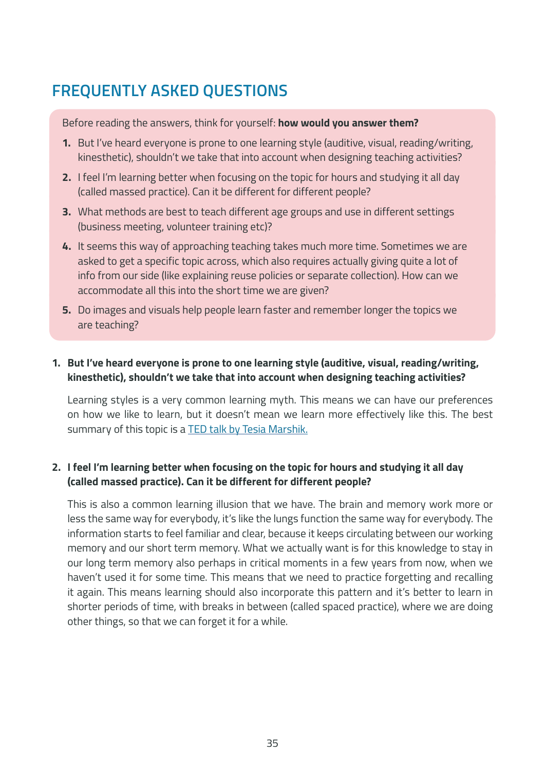## FREQUENTLY ASKED QUESTIONS

Before reading the answers, think for yourself: **how would you answer them?**

1. But I've heard everyone is prone to one learning style (auditive, visual, reading/writing, kinesthetic), shouldn't we take that into account when designing teaching activities?
2. I feel I'm learning better when focusing on the topic for hours and studying it all day (called massed practice). Can it be different for different people?
3. What methods are best to teach different age groups and use in different settings (business meeting, volunteer training etc)?
4. It seems this way of approaching teaching takes much more time. Sometimes we are asked to get a specific topic across, which also requires actually giving quite a lot of info from our side (like explaining reuse policies or separate collection). How can we accommodate all this into the short time we are given?
5. Do images and visuals help people learn faster and remember longer the topics we are teaching?

**1. But I've heard everyone is prone to one learning style (auditive, visual, reading/writing, kinesthetic), shouldn't we take that into account when designing teaching activities?**

Learning styles is a very common learning myth. This means we can have our preferences on how we like to learn, but it doesn't mean we learn more effectively like this. The best summary of this topic is a TED talk by Tesia Marshik.

**2. I feel I'm learning better when focusing on the topic for hours and studying it all day (called massed practice). Can it be different for different people?**

This is also a common learning illusion that we have. The brain and memory work more or less the same way for everybody, it's like the lungs function the same way for everybody. The information starts to feel familiar and clear, because it keeps circulating between our working memory and our short term memory. What we actually want is for this knowledge to stay in our long term memory also perhaps in critical moments in a few years from now, when we haven't used it for some time. This means that we need to practice forgetting and recalling it again. This means learning should also incorporate this pattern and it's better to learn in shorter periods of time, with breaks in between (called spaced practice), where we are doing other things, so that we can forget it for a while.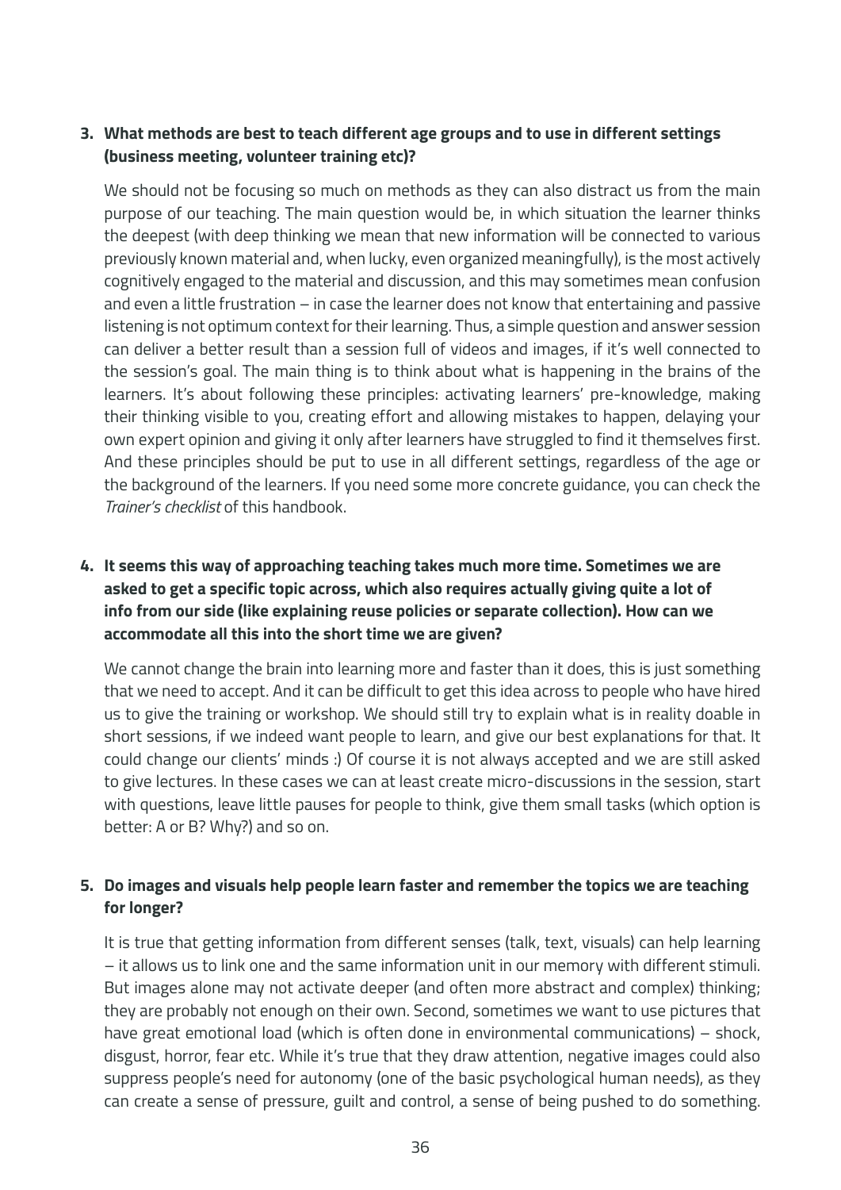**3. What methods are best to teach different age groups and to use in different settings (business meeting, volunteer training etc)?**

We should not be focusing so much on methods as they can also distract us from the main purpose of our teaching. The main question would be, in which situation the learner thinks the deepest (with deep thinking we mean that new information will be connected to various previously known material and, when lucky, even organized meaningfully), is the most actively cognitively engaged to the material and discussion, and this may sometimes mean confusion and even a little frustration – in case the learner does not know that entertaining and passive listening is not optimum context for their learning. Thus, a simple question and answer session can deliver a better result than a session full of videos and images, if it's well connected to the session's goal. The main thing is to think about what is happening in the brains of the learners. It's about following these principles: activating learners' pre-knowledge, making their thinking visible to you, creating effort and allowing mistakes to happen, delaying your own expert opinion and giving it only after learners have struggled to find it themselves first. And these principles should be put to use in all different settings, regardless of the age or the background of the learners. If you need some more concrete guidance, you can check the *Trainer's checklist* of this handbook.

**4. It seems this way of approaching teaching takes much more time. Sometimes we are asked to get a specific topic across, which also requires actually giving quite a lot of info from our side (like explaining reuse policies or separate collection). How can we accommodate all this into the short time we are given?**

We cannot change the brain into learning more and faster than it does, this is just something that we need to accept. And it can be difficult to get this idea across to people who have hired us to give the training or workshop. We should still try to explain what is in reality doable in short sessions, if we indeed want people to learn, and give our best explanations for that. It could change our clients' minds :) Of course it is not always accepted and we are still asked to give lectures. In these cases we can at least create micro-discussions in the session, start with questions, leave little pauses for people to think, give them small tasks (which option is better: A or B? Why?) and so on.

**5. Do images and visuals help people learn faster and remember the topics we are teaching for longer?**

It is true that getting information from different senses (talk, text, visuals) can help learning – it allows us to link one and the same information unit in our memory with different stimuli. But images alone may not activate deeper (and often more abstract and complex) thinking; they are probably not enough on their own. Second, sometimes we want to use pictures that have great emotional load (which is often done in environmental communications) – shock, disgust, horror, fear etc. While it's true that they draw attention, negative images could also suppress people's need for autonomy (one of the basic psychological human needs), as they can create a sense of pressure, guilt and control, a sense of being pushed to do something.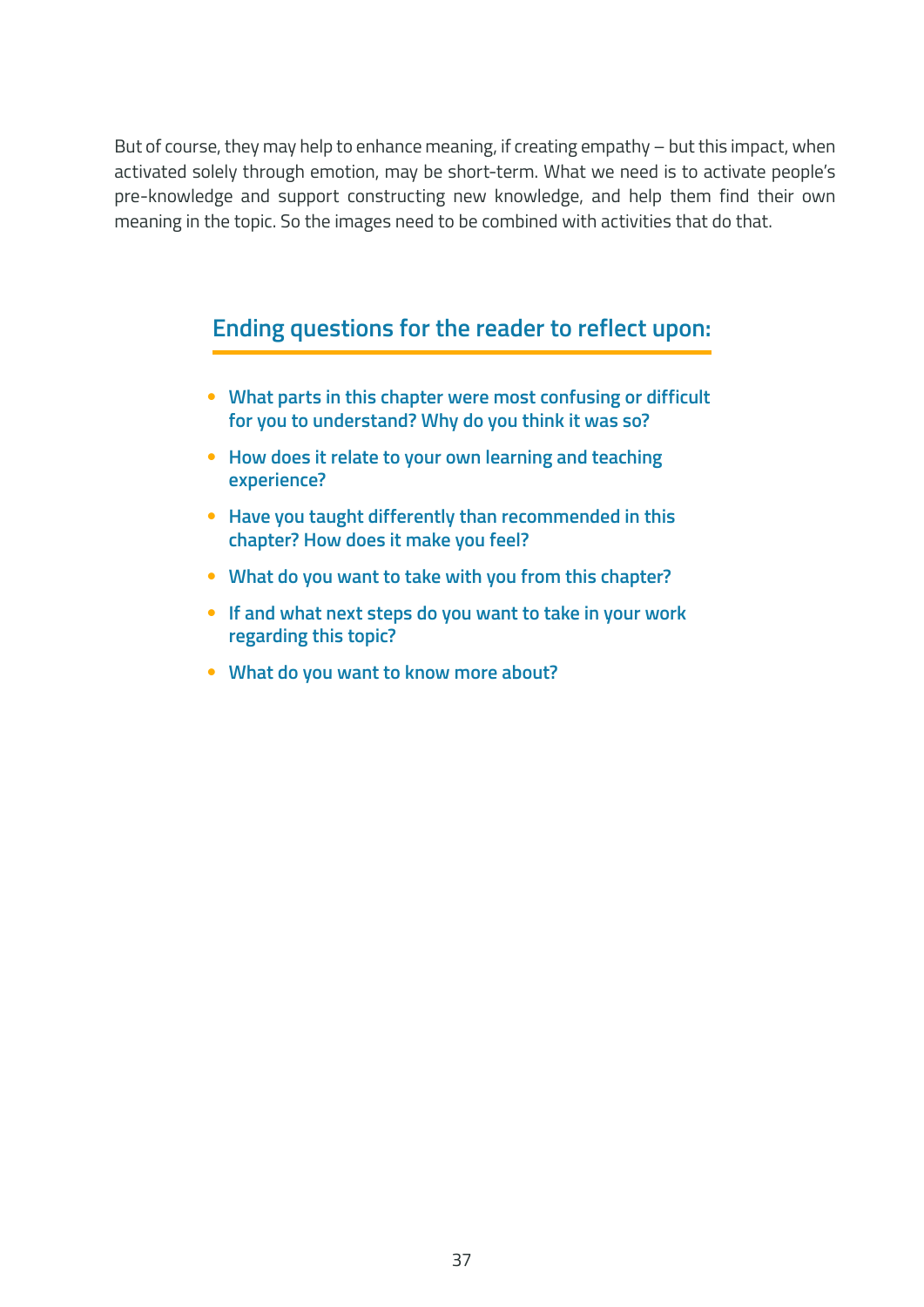But of course, they may help to enhance meaning, if creating empathy – but this impact, when activated solely through emotion, may be short-term. What we need is to activate people's pre-knowledge and support constructing new knowledge, and help them find their own meaning in the topic. So the images need to be combined with activities that do that.

## Ending questions for the reader to reflect upon:

- **What parts in this chapter were most confusing or difficult for you to understand? Why do you think it was so?**
- **How does it relate to your own learning and teaching experience?**
- **Have you taught differently than recommended in this chapter? How does it make you feel?**
- **What do you want to take with you from this chapter?**
- **If and what next steps do you want to take in your work regarding this topic?**
- **What do you want to know more about?**